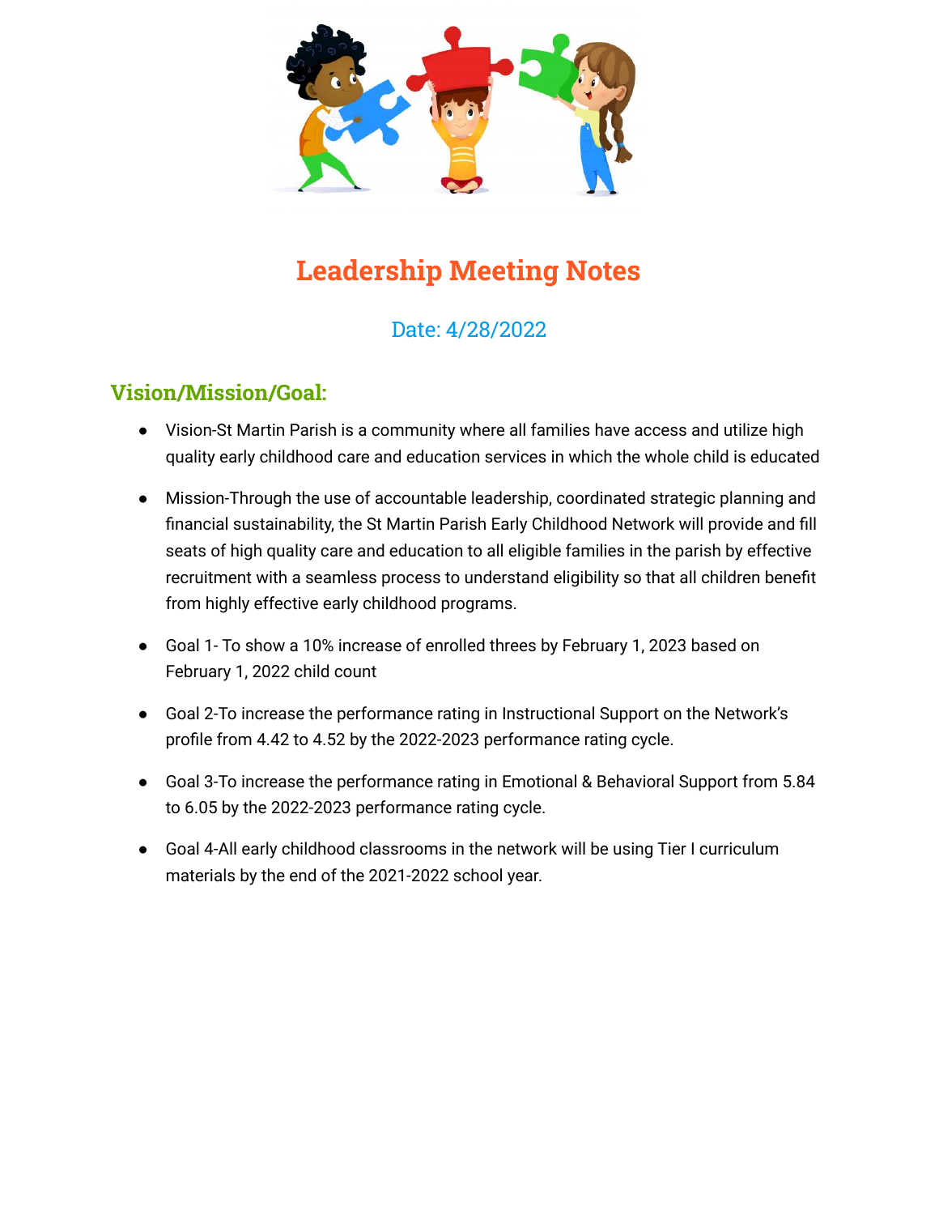# Leadership Meeting Notes

Date: 4/28/2022

## Vision/Mission/Goal:

- Vision-St Martin Parish is a community where all families have access and utilize high quality early childhood care and education services in which the whole child is educated
- Mission-Through the use of accountable leadership, coordinated strategic planning and financial sustainability, the St Martin Parish Early Childhood Network will provide and fill seats of high quality care and education to all eligible families in the parish by effective recruitment with a seamless process to understand eligibility so that all children benefit from highly effective early childhood programs.
- Goal 1- To show a 10% increase of enrolled threes by February 1, 2023 based on February 1, 2022 child count
- Goal 2-To increase the performance rating in Instructional Support on the Network's profile from 4.42 to 4.52 by the 2022-2023 performance rating cycle.
- Goal 3-To increase the performance rating in Emotional & Behavioral Support from 5.84 to 6.05 by the 2022-2023 performance rating cycle.
- Goal 4-All early childhood classrooms in the network will be using Tier I curriculum materials by the end of the 2021-2022 school year.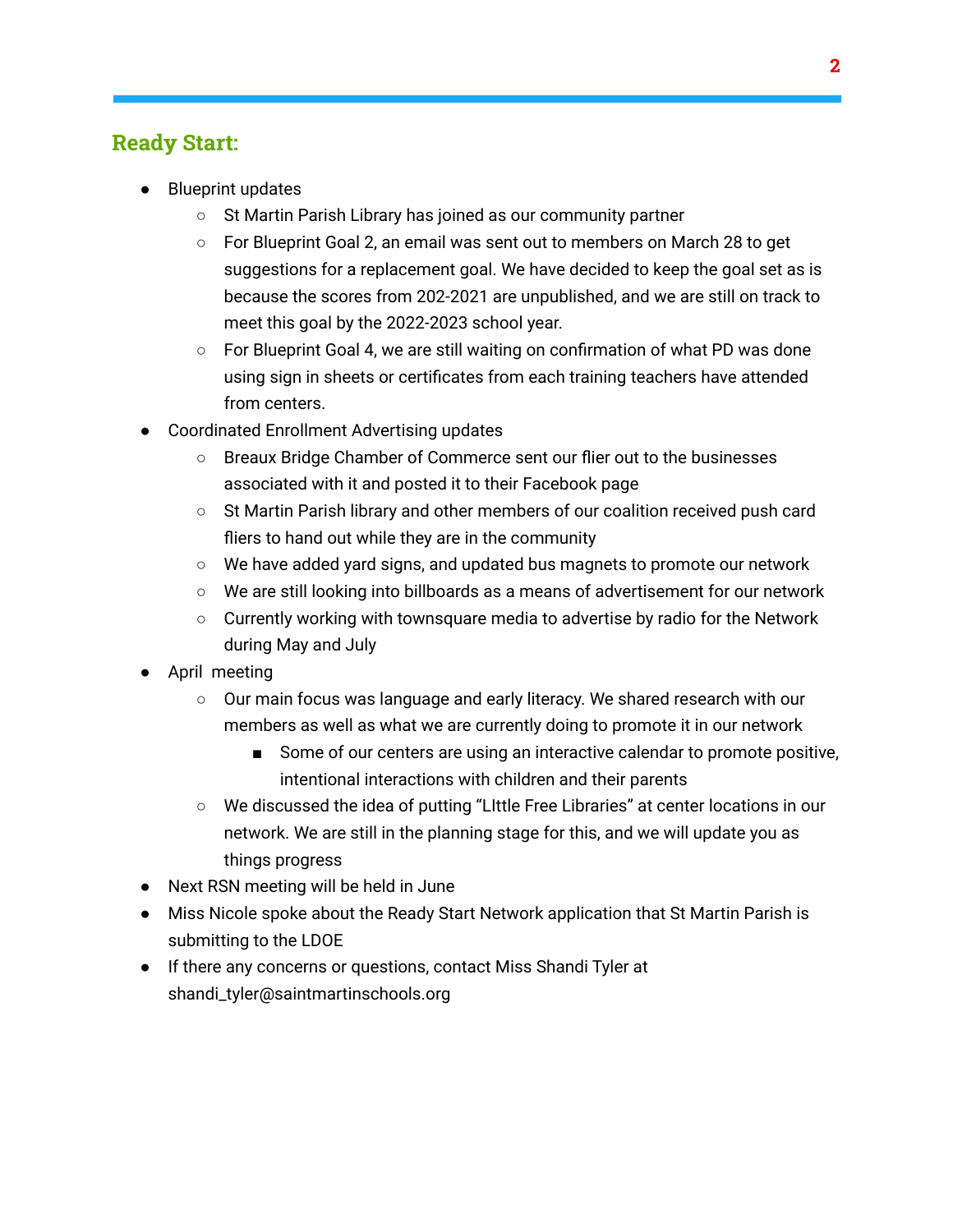## Ready Start:

- Blueprint updates
  - St Martin Parish Library has joined as our community partner
  - For Blueprint Goal 2, an email was sent out to members on March 28 to get suggestions for a replacement goal. We have decided to keep the goal set as is because the scores from 202-2021 are unpublished, and we are still on track to meet this goal by the 2022-2023 school year.
  - For Blueprint Goal 4, we are still waiting on confirmation of what PD was done using sign in sheets or certificates from each training teachers have attended from centers.
- Coordinated Enrollment Advertising updates
  - Breaux Bridge Chamber of Commerce sent our flier out to the businesses associated with it and posted it to their Facebook page
  - St Martin Parish library and other members of our coalition received push card fliers to hand out while they are in the community
  - We have added yard signs, and updated bus magnets to promote our network
  - We are still looking into billboards as a means of advertisement for our network
  - Currently working with townsquare media to advertise by radio for the Network during May and July
- April meeting
  - Our main focus was language and early literacy. We shared research with our members as well as what we are currently doing to promote it in our network
    - Some of our centers are using an interactive calendar to promote positive, intentional interactions with children and their parents
  - We discussed the idea of putting "LIttle Free Libraries" at center locations in our network. We are still in the planning stage for this, and we will update you as things progress
- Next RSN meeting will be held in June
- Miss Nicole spoke about the Ready Start Network application that St Martin Parish is submitting to the LDOE
- If there any concerns or questions, contact Miss Shandi Tyler at shandi_tyler@saintmartinschools.org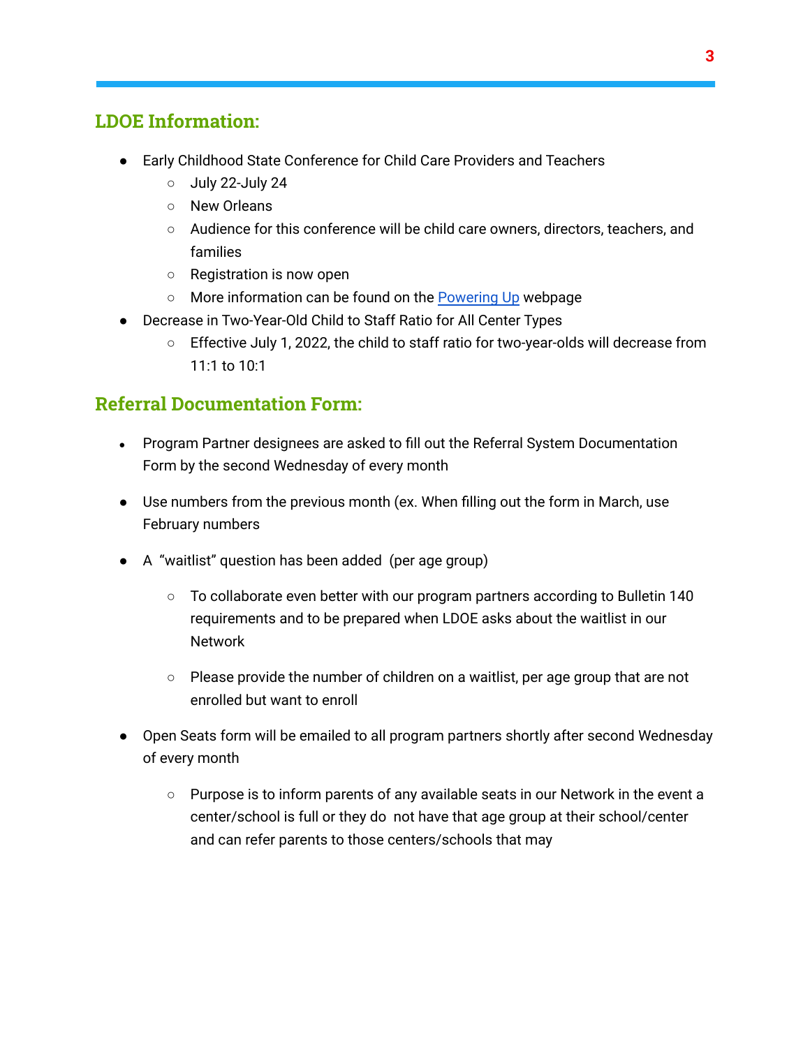## LDOE Information:

- Early Childhood State Conference for Child Care Providers and Teachers
  - July 22-July 24
  - New Orleans
  - Audience for this conference will be child care owners, directors, teachers, and families
  - Registration is now open
  - More information can be found on the Powering Up webpage
- Decrease in Two-Year-Old Child to Staff Ratio for All Center Types
  - Effective July 1, 2022, the child to staff ratio for two-year-olds will decrease from 11:1 to 10:1

## Referral Documentation Form:

- Program Partner designees are asked to fill out the Referral System Documentation Form by the second Wednesday of every month
- Use numbers from the previous month (ex. When filling out the form in March, use February numbers
- A "waitlist" question has been added (per age group)
  - To collaborate even better with our program partners according to Bulletin 140 requirements and to be prepared when LDOE asks about the waitlist in our Network
  - Please provide the number of children on a waitlist, per age group that are not enrolled but want to enroll
- Open Seats form will be emailed to all program partners shortly after second Wednesday of every month
  - Purpose is to inform parents of any available seats in our Network in the event a center/school is full or they do not have that age group at their school/center and can refer parents to those centers/schools that may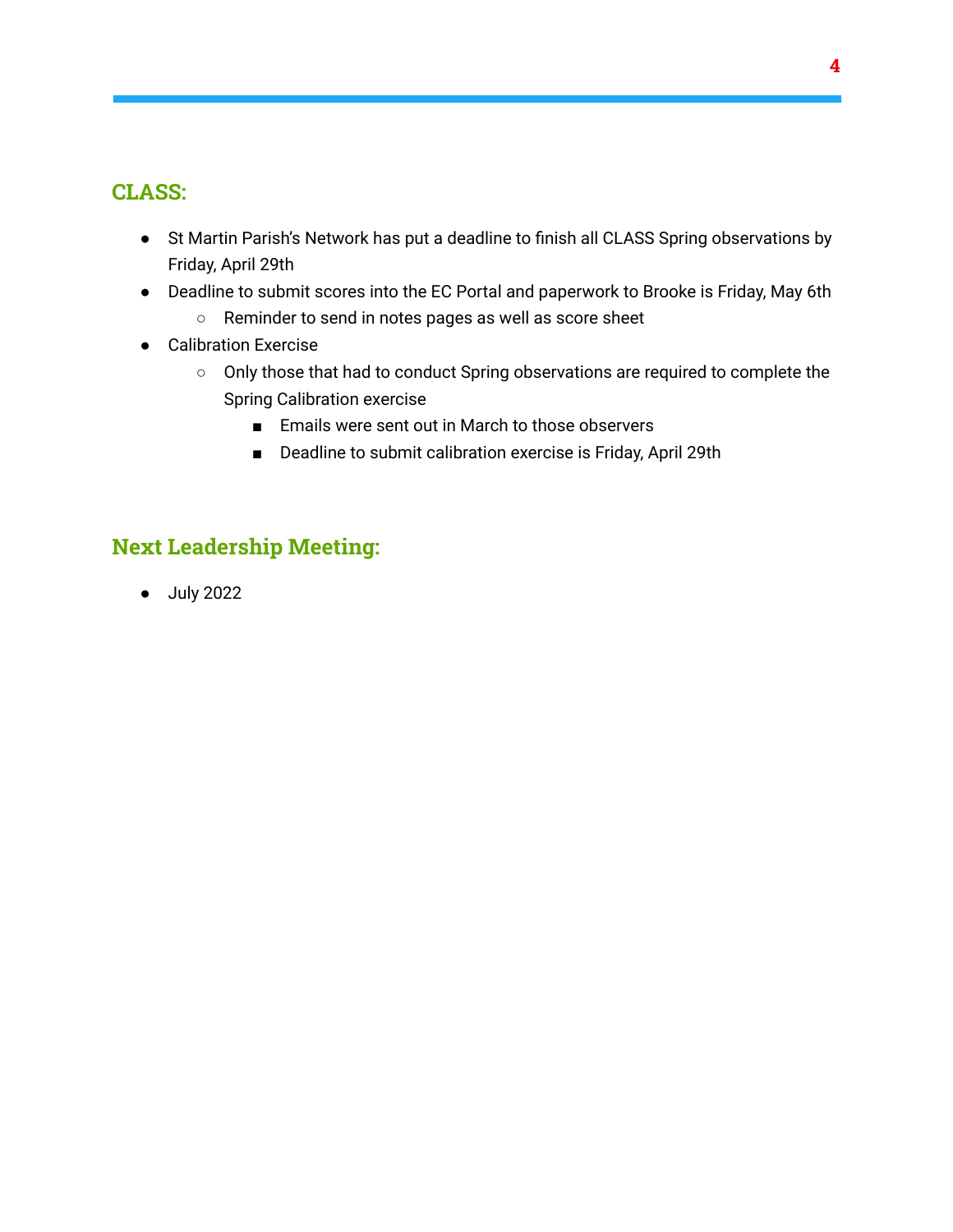## CLASS:

- St Martin Parish's Network has put a deadline to finish all CLASS Spring observations by Friday, April 29th
- Deadline to submit scores into the EC Portal and paperwork to Brooke is Friday, May 6th
    - Reminder to send in notes pages as well as score sheet
- Calibration Exercise
    - Only those that had to conduct Spring observations are required to complete the Spring Calibration exercise
        - Emails were sent out in March to those observers
        - Deadline to submit calibration exercise is Friday, April 29th

## Next Leadership Meeting:

- July 2022